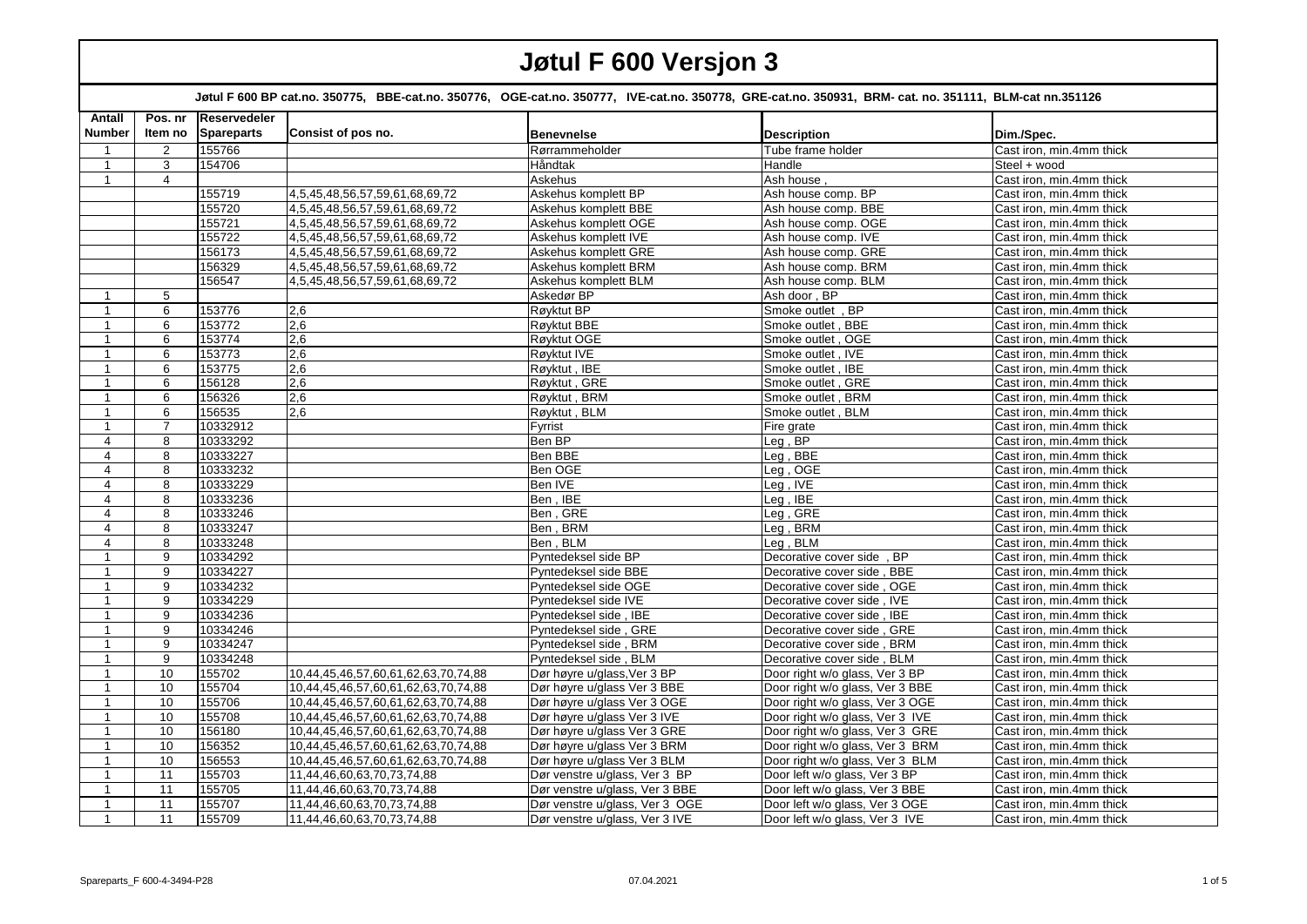# Jøtul F 600 Versjon 3

**Jøtul F 600 BP cat.no. 350775, BBE-cat.no. 350776, OGE-cat.no. 350777, IVE-cat.no. 350778, GRE-cat.no. 350931, BRM- cat. no. 351111, BLM-cat nn.351126**

| Antall Number | Pos. nr Item no | Reservedeler Spareparts | Consist of pos no. | Benevnelse | Description | Dim./Spec. |
|---|---|---|---|---|---|---|
| 1 | 2 | 155766 | | Rørrammeholder | Tube frame holder | Cast iron, min.4mm thick |
| 1 | 3 | 154706 | | Håndtak | Handle | Steel + wood |
| 1 | 4 | | | Askehus | Ash house , | Cast iron, min.4mm thick |
| | | 155719 | 4,5,45,48,56,57,59,61,68,69,72 | Askehus komplett BP | Ash house comp. BP | Cast iron, min.4mm thick |
| | | 155720 | 4,5,45,48,56,57,59,61,68,69,72 | Askehus komplett BBE | Ash house comp. BBE | Cast iron, min.4mm thick |
| | | 155721 | 4,5,45,48,56,57,59,61,68,69,72 | Askehus komplett OGE | Ash house comp. OGE | Cast iron, min.4mm thick |
| | | 155722 | 4,5,45,48,56,57,59,61,68,69,72 | Askehus komplett IVE | Ash house comp. IVE | Cast iron, min.4mm thick |
| | | 156173 | 4,5,45,48,56,57,59,61,68,69,72 | Askehus komplett GRE | Ash house comp. GRE | Cast iron, min.4mm thick |
| | | 156329 | 4,5,45,48,56,57,59,61,68,69,72 | Askehus komplett BRM | Ash house comp. BRM | Cast iron, min.4mm thick |
| | | 156547 | 4,5,45,48,56,57,59,61,68,69,72 | Askehus komplett BLM | Ash house comp. BLM | Cast iron, min.4mm thick |
| 1 | 5 | | | Askedør BP | Ash door , BP | Cast iron, min.4mm thick |
| 1 | 6 | 153776 | 2,6 | Røyktut BP | Smoke outlet , BP | Cast iron, min.4mm thick |
| 1 | 6 | 153772 | 2,6 | Røyktut BBE | Smoke outlet , BBE | Cast iron, min.4mm thick |
| 1 | 6 | 153774 | 2,6 | Røyktut OGE | Smoke outlet , OGE | Cast iron, min.4mm thick |
| 1 | 6 | 153773 | 2,6 | Røyktut IVE | Smoke outlet , IVE | Cast iron, min.4mm thick |
| 1 | 6 | 153775 | 2,6 | Røyktut , IBE | Smoke outlet , IBE | Cast iron, min.4mm thick |
| 1 | 6 | 156128 | 2,6 | Røyktut , GRE | Smoke outlet , GRE | Cast iron, min.4mm thick |
| 1 | 6 | 156326 | 2,6 | Røyktut , BRM | Smoke outlet , BRM | Cast iron, min.4mm thick |
| 1 | 6 | 156535 | 2,6 | Røyktut , BLM | Smoke outlet , BLM | Cast iron, min.4mm thick |
| 1 | 7 | 10332912 | | Fyrrist | Fire grate | Cast iron, min.4mm thick |
| 4 | 8 | 10333292 | | Ben BP | Leg , BP | Cast iron, min.4mm thick |
| 4 | 8 | 10333227 | | Ben BBE | Leg , BBE | Cast iron, min.4mm thick |
| 4 | 8 | 10333232 | | Ben OGE | Leg , OGE | Cast iron, min.4mm thick |
| 4 | 8 | 10333229 | | Ben IVE | Leg , IVE | Cast iron, min.4mm thick |
| 4 | 8 | 10333236 | | Ben , IBE | Leg , IBE | Cast iron, min.4mm thick |
| 4 | 8 | 10333246 | | Ben , GRE | Leg , GRE | Cast iron, min.4mm thick |
| 4 | 8 | 10333247 | | Ben , BRM | Leg , BRM | Cast iron, min.4mm thick |
| 4 | 8 | 10333248 | | Ben , BLM | Leg , BLM | Cast iron, min.4mm thick |
| 1 | 9 | 10334292 | | Pyntedeksel side BP | Decorative cover side , BP | Cast iron, min.4mm thick |
| 1 | 9 | 10334227 | | Pyntedeksel side BBE | Decorative cover side , BBE | Cast iron, min.4mm thick |
| 1 | 9 | 10334232 | | Pyntedeksel side OGE | Decorative cover side , OGE | Cast iron, min.4mm thick |
| 1 | 9 | 10334229 | | Pyntedeksel side IVE | Decorative cover side , IVE | Cast iron, min.4mm thick |
| 1 | 9 | 10334236 | | Pyntedeksel side , IBE | Decorative cover side , IBE | Cast iron, min.4mm thick |
| 1 | 9 | 10334246 | | Pyntedeksel side , GRE | Decorative cover side , GRE | Cast iron, min.4mm thick |
| 1 | 9 | 10334247 | | Pyntedeksel side , BRM | Decorative cover side , BRM | Cast iron, min.4mm thick |
| 1 | 9 | 10334248 | | Pyntedeksel side , BLM | Decorative cover side , BLM | Cast iron, min.4mm thick |
| 1 | 10 | 155702 | 10,44,45,46,57,60,61,62,63,70,74,88 | Dør høyre u/glass,Ver 3 BP | Door right w/o glass, Ver 3 BP | Cast iron, min.4mm thick |
| 1 | 10 | 155704 | 10,44,45,46,57,60,61,62,63,70,74,88 | Dør høyre u/glass Ver 3 BBE | Door right w/o glass, Ver 3 BBE | Cast iron, min.4mm thick |
| 1 | 10 | 155706 | 10,44,45,46,57,60,61,62,63,70,74,88 | Dør høyre u/glass Ver 3 OGE | Door right w/o glass, Ver 3 OGE | Cast iron, min.4mm thick |
| 1 | 10 | 155708 | 10,44,45,46,57,60,61,62,63,70,74,88 | Dør høyre u/glass Ver 3 IVE | Door right w/o glass, Ver 3 IVE | Cast iron, min.4mm thick |
| 1 | 10 | 156180 | 10,44,45,46,57,60,61,62,63,70,74,88 | Dør høyre u/glass Ver 3 GRE | Door right w/o glass, Ver 3 GRE | Cast iron, min.4mm thick |
| 1 | 10 | 156352 | 10,44,45,46,57,60,61,62,63,70,74,88 | Dør høyre u/glass Ver 3 BRM | Door right w/o glass, Ver 3 BRM | Cast iron, min.4mm thick |
| 1 | 10 | 156553 | 10,44,45,46,57,60,61,62,63,70,74,88 | Dør høyre u/glass Ver 3 BLM | Door right w/o glass, Ver 3 BLM | Cast iron, min.4mm thick |
| 1 | 11 | 155703 | 11,44,46,60,63,70,73,74,88 | Dør venstre u/glass, Ver 3 BP | Door left w/o glass, Ver 3 BP | Cast iron, min.4mm thick |
| 1 | 11 | 155705 | 11,44,46,60,63,70,73,74,88 | Dør venstre u/glass, Ver 3 BBE | Door left w/o glass, Ver 3 BBE | Cast iron, min.4mm thick |
| 1 | 11 | 155707 | 11,44,46,60,63,70,73,74,88 | Dør venstre u/glass, Ver 3 OGE | Door left w/o glass, Ver 3 OGE | Cast iron, min.4mm thick |
| 1 | 11 | 155709 | 11,44,46,60,63,70,73,74,88 | Dør venstre u/glass, Ver 3 IVE | Door left w/o glass, Ver 3 IVE | Cast iron, min.4mm thick |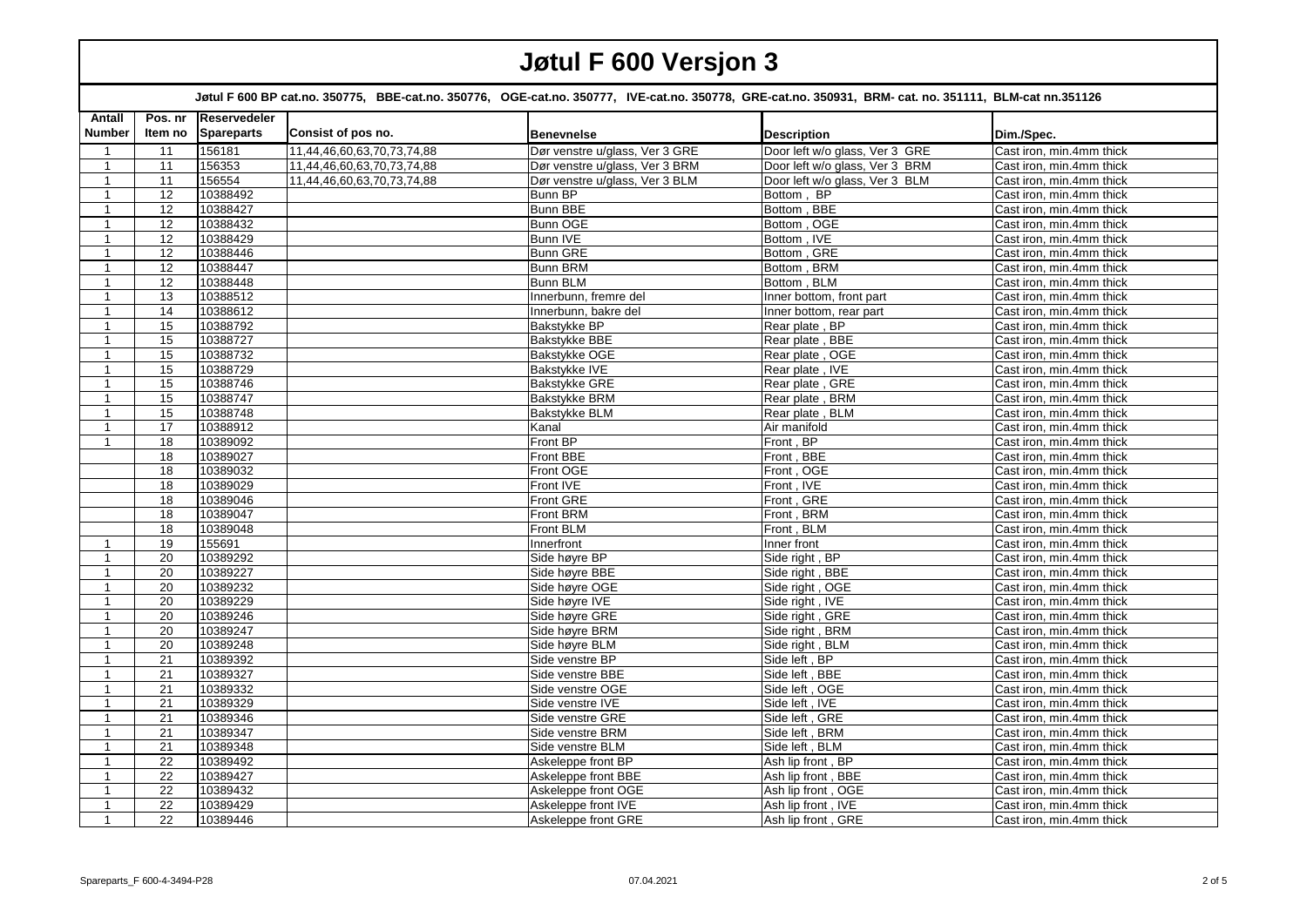# Jøtul F 600 Versjon 3

**Jøtul F 600 BP cat.no. 350775, BBE-cat.no. 350776, OGE-cat.no. 350777, IVE-cat.no. 350778, GRE-cat.no. 350931, BRM- cat. no. 351111, BLM-cat nn.351126**

| Antall Number | Pos. nr Item no | Reservedeler Spareparts | Consist of pos no. | Benevnelse | Description | Dim./Spec. |
|---|---|---|---|---|---|---|
| 1 | 11 | 156181 | 11,44,46,60,63,70,73,74,88 | Dør venstre u/glass, Ver 3 GRE | Door left w/o glass, Ver 3 GRE | Cast iron, min.4mm thick |
| 1 | 11 | 156353 | 11,44,46,60,63,70,73,74,88 | Dør venstre u/glass, Ver 3 BRM | Door left w/o glass, Ver 3 BRM | Cast iron, min.4mm thick |
| 1 | 11 | 156554 | 11,44,46,60,63,70,73,74,88 | Dør venstre u/glass, Ver 3 BLM | Door left w/o glass, Ver 3 BLM | Cast iron, min.4mm thick |
| 1 | 12 | 10388492 | | Bunn BP | Bottom , BP | Cast iron, min.4mm thick |
| 1 | 12 | 10388427 | | Bunn BBE | Bottom , BBE | Cast iron, min.4mm thick |
| 1 | 12 | 10388432 | | Bunn OGE | Bottom , OGE | Cast iron, min.4mm thick |
| 1 | 12 | 10388429 | | Bunn IVE | Bottom , IVE | Cast iron, min.4mm thick |
| 1 | 12 | 10388446 | | Bunn GRE | Bottom , GRE | Cast iron, min.4mm thick |
| 1 | 12 | 10388447 | | Bunn BRM | Bottom , BRM | Cast iron, min.4mm thick |
| 1 | 12 | 10388448 | | Bunn BLM | Bottom , BLM | Cast iron, min.4mm thick |
| 1 | 13 | 10388512 | | Innerbunn, fremre del | Inner bottom, front part | Cast iron, min.4mm thick |
| 1 | 14 | 10388612 | | Innerbunn, bakre del | Inner bottom, rear part | Cast iron, min.4mm thick |
| 1 | 15 | 10388792 | | Bakstykke BP | Rear plate , BP | Cast iron, min.4mm thick |
| 1 | 15 | 10388727 | | Bakstykke BBE | Rear plate , BBE | Cast iron, min.4mm thick |
| 1 | 15 | 10388732 | | Bakstykke OGE | Rear plate , OGE | Cast iron, min.4mm thick |
| 1 | 15 | 10388729 | | Bakstykke IVE | Rear plate , IVE | Cast iron, min.4mm thick |
| 1 | 15 | 10388746 | | Bakstykke GRE | Rear plate , GRE | Cast iron, min.4mm thick |
| 1 | 15 | 10388747 | | Bakstykke BRM | Rear plate , BRM | Cast iron, min.4mm thick |
| 1 | 15 | 10388748 | | Bakstykke BLM | Rear plate , BLM | Cast iron, min.4mm thick |
| 1 | 17 | 10388912 | | Kanal | Air manifold | Cast iron, min.4mm thick |
| 1 | 18 | 10389092 | | Front BP | Front , BP | Cast iron, min.4mm thick |
| | 18 | 10389027 | | Front BBE | Front , BBE | Cast iron, min.4mm thick |
| | 18 | 10389032 | | Front OGE | Front , OGE | Cast iron, min.4mm thick |
| | 18 | 10389029 | | Front IVE | Front , IVE | Cast iron, min.4mm thick |
| | 18 | 10389046 | | Front GRE | Front , GRE | Cast iron, min.4mm thick |
| | 18 | 10389047 | | Front BRM | Front , BRM | Cast iron, min.4mm thick |
| | 18 | 10389048 | | Front BLM | Front , BLM | Cast iron, min.4mm thick |
| 1 | 19 | 155691 | | Innerfront | Inner front | Cast iron, min.4mm thick |
| 1 | 20 | 10389292 | | Side høyre BP | Side right , BP | Cast iron, min.4mm thick |
| 1 | 20 | 10389227 | | Side høyre BBE | Side right , BBE | Cast iron, min.4mm thick |
| 1 | 20 | 10389232 | | Side høyre OGE | Side right , OGE | Cast iron, min.4mm thick |
| 1 | 20 | 10389229 | | Side høyre IVE | Side right , IVE | Cast iron, min.4mm thick |
| 1 | 20 | 10389246 | | Side høyre GRE | Side right , GRE | Cast iron, min.4mm thick |
| 1 | 20 | 10389247 | | Side høyre BRM | Side right , BRM | Cast iron, min.4mm thick |
| 1 | 20 | 10389248 | | Side høyre BLM | Side right , BLM | Cast iron, min.4mm thick |
| 1 | 21 | 10389392 | | Side venstre BP | Side left , BP | Cast iron, min.4mm thick |
| 1 | 21 | 10389327 | | Side venstre BBE | Side left , BBE | Cast iron, min.4mm thick |
| 1 | 21 | 10389332 | | Side venstre OGE | Side left , OGE | Cast iron, min.4mm thick |
| 1 | 21 | 10389329 | | Side venstre IVE | Side left , IVE | Cast iron, min.4mm thick |
| 1 | 21 | 10389346 | | Side venstre GRE | Side left , GRE | Cast iron, min.4mm thick |
| 1 | 21 | 10389347 | | Side venstre BRM | Side left , BRM | Cast iron, min.4mm thick |
| 1 | 21 | 10389348 | | Side venstre BLM | Side left , BLM | Cast iron, min.4mm thick |
| 1 | 22 | 10389492 | | Askeleppe front BP | Ash lip front , BP | Cast iron, min.4mm thick |
| 1 | 22 | 10389427 | | Askeleppe front BBE | Ash lip front , BBE | Cast iron, min.4mm thick |
| 1 | 22 | 10389432 | | Askeleppe front OGE | Ash lip front , OGE | Cast iron, min.4mm thick |
| 1 | 22 | 10389429 | | Askeleppe front IVE | Ash lip front , IVE | Cast iron, min.4mm thick |
| 1 | 22 | 10389446 | | Askeleppe front GRE | Ash lip front , GRE | Cast iron, min.4mm thick |

Spareparts_F 600-4-3494-P28 07.04.2021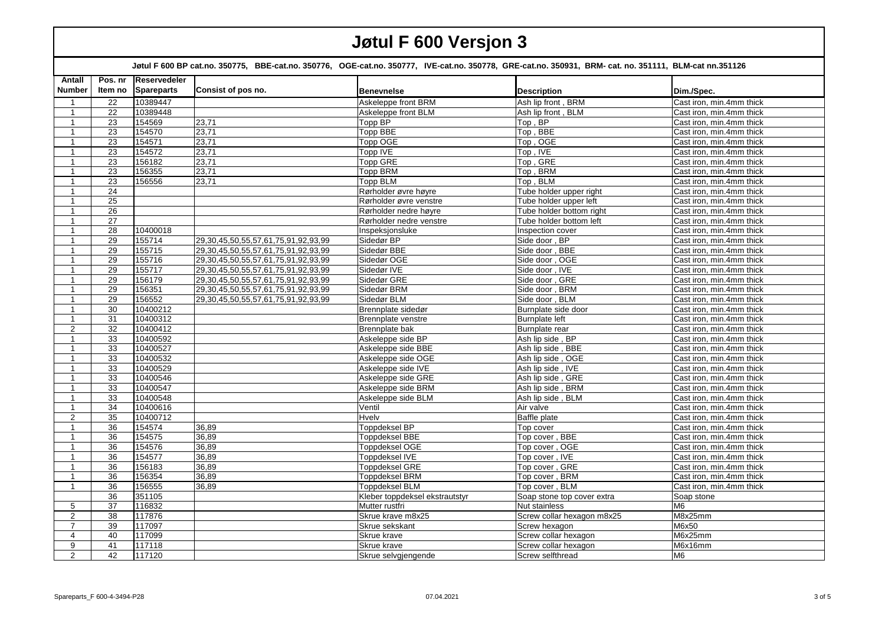# Jøtul F 600 Versjon 3

**Jøtul F 600 BP cat.no. 350775, BBE-cat.no. 350776, OGE-cat.no. 350777, IVE-cat.no. 350778, GRE-cat.no. 350931, BRM- cat. no. 351111, BLM-cat nn.351126**

| Antall Number | Pos. nr Item no | Reservedeler Spareparts | Consist of pos no. | Benevnelse | Description | Dim./Spec. |
|---|---|---|---|---|---|---|
| 1 | 22 | 10389447 | | Askeleppe front BRM | Ash lip front , BRM | Cast iron, min.4mm thick |
| 1 | 22 | 10389448 | | Askeleppe front BLM | Ash lip front , BLM | Cast iron, min.4mm thick |
| 1 | 23 | 154569 | 23,71 | Topp BP | Top , BP | Cast iron, min.4mm thick |
| 1 | 23 | 154570 | 23,71 | Topp BBE | Top , BBE | Cast iron, min.4mm thick |
| 1 | 23 | 154571 | 23,71 | Topp OGE | Top , OGE | Cast iron, min.4mm thick |
| 1 | 23 | 154572 | 23,71 | Topp IVE | Top , IVE | Cast iron, min.4mm thick |
| 1 | 23 | 156182 | 23,71 | Topp GRE | Top , GRE | Cast iron, min.4mm thick |
| 1 | 23 | 156355 | 23,71 | Topp BRM | Top , BRM | Cast iron, min.4mm thick |
| 1 | 23 | 156556 | 23,71 | Topp BLM | Top , BLM | Cast iron, min.4mm thick |
| 1 | 24 | | | Rørholder øvre høyre | Tube holder upper right | Cast iron, min.4mm thick |
| 1 | 25 | | | Rørholder øvre venstre | Tube holder upper left | Cast iron, min.4mm thick |
| 1 | 26 | | | Rørholder nedre høyre | Tube holder bottom right | Cast iron, min.4mm thick |
| 1 | 27 | | | Rørholder nedre venstre | Tube holder bottom left | Cast iron, min.4mm thick |
| 1 | 28 | 10400018 | | Inspeksjonsluke | Inspection cover | Cast iron, min.4mm thick |
| 1 | 29 | 155714 | 29,30,45,50,55,57,61,75,91,92,93,99 | Sidedør BP | Side door , BP | Cast iron, min.4mm thick |
| 1 | 29 | 155715 | 29,30,45,50,55,57,61,75,91,92,93,99 | Sidedør BBE | Side door , BBE | Cast iron, min.4mm thick |
| 1 | 29 | 155716 | 29,30,45,50,55,57,61,75,91,92,93,99 | Sidedør OGE | Side door , OGE | Cast iron, min.4mm thick |
| 1 | 29 | 155717 | 29,30,45,50,55,57,61,75,91,92,93,99 | Sidedør IVE | Side door , IVE | Cast iron, min.4mm thick |
| 1 | 29 | 156179 | 29,30,45,50,55,57,61,75,91,92,93,99 | Sidedør GRE | Side door , GRE | Cast iron, min.4mm thick |
| 1 | 29 | 156351 | 29,30,45,50,55,57,61,75,91,92,93,99 | Sidedør BRM | Side door , BRM | Cast iron, min.4mm thick |
| 1 | 29 | 156552 | 29,30,45,50,55,57,61,75,91,92,93,99 | Sidedør BLM | Side door , BLM | Cast iron, min.4mm thick |
| 1 | 30 | 10400212 | | Brennplate sidedør | Burnplate side door | Cast iron, min.4mm thick |
| 1 | 31 | 10400312 | | Brennplate venstre | Burnplate left | Cast iron, min.4mm thick |
| 2 | 32 | 10400412 | | Brennplate bak | Burnplate rear | Cast iron, min.4mm thick |
| 1 | 33 | 10400592 | | Askeleppe side BP | Ash lip side , BP | Cast iron, min.4mm thick |
| 1 | 33 | 10400527 | | Askeleppe side BBE | Ash lip side , BBE | Cast iron, min.4mm thick |
| 1 | 33 | 10400532 | | Askeleppe side OGE | Ash lip side , OGE | Cast iron, min.4mm thick |
| 1 | 33 | 10400529 | | Askeleppe side IVE | Ash lip side , IVE | Cast iron, min.4mm thick |
| 1 | 33 | 10400546 | | Askeleppe side GRE | Ash lip side , GRE | Cast iron, min.4mm thick |
| 1 | 33 | 10400547 | | Askeleppe side BRM | Ash lip side , BRM | Cast iron, min.4mm thick |
| 1 | 33 | 10400548 | | Askeleppe side BLM | Ash lip side , BLM | Cast iron, min.4mm thick |
| 1 | 34 | 10400616 | | Ventil | Air valve | Cast iron, min.4mm thick |
| 2 | 35 | 10400712 | | Hvelv | Baffle plate | Cast iron, min.4mm thick |
| 1 | 36 | 154574 | 36,89 | Toppdeksel BP | Top cover | Cast iron, min.4mm thick |
| 1 | 36 | 154575 | 36,89 | Toppdeksel BBE | Top cover , BBE | Cast iron, min.4mm thick |
| 1 | 36 | 154576 | 36,89 | Toppdeksel OGE | Top cover , OGE | Cast iron, min.4mm thick |
| 1 | 36 | 154577 | 36,89 | Toppdeksel IVE | Top cover , IVE | Cast iron, min.4mm thick |
| 1 | 36 | 156183 | 36,89 | Toppdeksel GRE | Top cover , GRE | Cast iron, min.4mm thick |
| 1 | 36 | 156354 | 36,89 | Toppdeksel BRM | Top cover , BRM | Cast iron, min.4mm thick |
| 1 | 36 | 156555 | 36,89 | Toppdeksel BLM | Top cover , BLM | Cast iron, min.4mm thick |
| | 36 | 351105 | | Kleber toppdeksel ekstrautstyr | Soap stone top cover extra | Soap stone |
| 5 | 37 | 116832 | | Mutter rustfri | Nut stainless | M6 |
| 2 | 38 | 117876 | | Skrue krave m8x25 | Screw collar hexagon m8x25 | M8x25mm |
| 7 | 39 | 117097 | | Skrue sekskant | Screw hexagon | M6x50 |
| 4 | 40 | 117099 | | Skrue krave | Screw collar hexagon | M6x25mm |
| 9 | 41 | 117118 | | Skrue krave | Screw collar hexagon | M6x16mm |
| 2 | 42 | 117120 | | Skrue selvgjengende | Screw selfthread | M6 |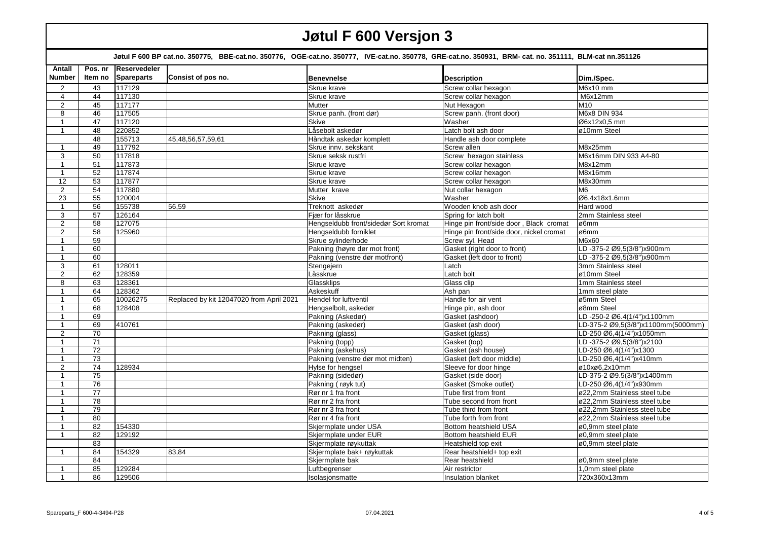# Jøtul F 600 Versjon 3

**Jøtul F 600 BP cat.no. 350775, BBE-cat.no. 350776, OGE-cat.no. 350777, IVE-cat.no. 350778, GRE-cat.no. 350931, BRM- cat. no. 351111, BLM-cat nn.351126**

| Antall Number | Pos. nr Item no | Reservedeler Spareparts | Consist of pos no. | Benevnelse | Description | Dim./Spec. |
|---|---|---|---|---|---|---|
| 2 | 43 | 117129 | | Skrue krave | Screw collar hexagon | M6x10 mm |
| 4 | 44 | 117130 | | Skrue krave | Screw collar hexagon | M6x12mm |
| 2 | 45 | 117177 | | Mutter | Nut Hexagon | M10 |
| 8 | 46 | 117505 | | Skrue panh. (front dør) | Screw panh. (front door) | M6x8 DIN 934 |
| 1 | 47 | 117120 | | Skive | Washer | Ø6x12x0,5 mm |
| 1 | 48 | 220852 | | Låsebolt askedør | Latch bolt ash door | ø10mm Steel |
| | 48 | 155713 | 45,48,56,57,59,61 | Håndtak askedør komplett | Handle ash door complete | |
| 1 | 49 | 117792 | | Skrue innv. sekskant | Screw allen | M8x25mm |
| 3 | 50 | 117818 | | Skrue seksk rustfri | Screw hexagon stainless | M6x16mm DIN 933 A4-80 |
| 1 | 51 | 117873 | | Skrue krave | Screw collar hexagon | M8x12mm |
| 1 | 52 | 117874 | | Skrue krave | Screw collar hexagon | M8x16mm |
| 12 | 53 | 117877 | | Skrue krave | Screw collar hexagon | M8x30mm |
| 2 | 54 | 117880 | | Mutter krave | Nut collar hexagon | M6 |
| 23 | 55 | 120004 | | Skive | Washer | Ø6.4x18x1.6mm |
| 1 | 56 | 155738 | 56,59 | Treknott askedør | Wooden knob ash door | Hard wood |
| 3 | 57 | 126164 | | Fjær for låsskrue | Spring for latch bolt | 2mm Stainless steel |
| 2 | 58 | 127075 | | Hengseldubb front/sidedør Sort kromat | Hinge pin front/side door , Black cromat | ø6mm |
| 2 | 58 | 125960 | | Hengseldubb forniklet | Hinge pin front/side door, nickel cromat | ø6mm |
| 1 | 59 | | | Skrue sylinderhode | Screw syl. Head | M6x60 |
| 1 | 60 | | | Pakning (høyre dør mot front) | Gasket (right door to front) | LD -375-2 Ø9,5(3/8")x900mm |
| 1 | 60 | | | Pakning (venstre dør motfront) | Gasket (left door to front) | LD -375-2 Ø9,5(3/8")x900mm |
| 3 | 61 | 128011 | | Stengejern | Latch | 3mm Stainless steel |
| 2 | 62 | 128359 | | Låsskrue | Latch bolt | ø10mm Steel |
| 8 | 63 | 128361 | | Glassklips | Glass clip | 1mm Stainless steel |
| 1 | 64 | 128362 | | Askeskuff | Ash pan | 1mm steel plate |
| 1 | 65 | 10026275 | Replaced by kit 12047020 from April 2021 | Hendel for luftventil | Handle for air vent | ø5mm Steel |
| 1 | 68 | 128408 | | Hengselbolt, askedør | Hinge pin, ash door | ø8mm Steel |
| 1 | 69 | | | Pakning (Askedør) | Gasket (ashdoor) | LD -250-2 Ø6.4(1/4")x1100mm |
| 1 | 69 | 410761 | | Pakning (askedør) | Gasket (ash door) | LD-375-2 Ø9,5(3/8")x1100mm(5000mm) |
| 2 | 70 | | | Pakning (glass) | Gasket (glass) | LD-250 Ø6,4(1/4")x1050mm |
| 1 | 71 | | | Pakning (topp) | Gasket (top) | LD -375-2 Ø9,5(3/8")x2100 |
| 1 | 72 | | | Pakning (askehus) | Gasket (ash house) | LD-250 Ø6,4(1/4")x1300 |
| 1 | 73 | | | Pakning (venstre dør mot midten) | Gasket (left door middle) | LD-250 Ø6,4(1/4")x410mm |
| 2 | 74 | 128934 | | Hylse for hengsel | Sleeve for door hinge | ø10xø6,2x10mm |
| 1 | 75 | | | Pakning (sidedør) | Gasket (side door) | LD-375-2 Ø9.5(3/8")x1400mm |
| 1 | 76 | | | Pakning ( røyk tut) | Gasket (Smoke outlet) | LD-250 Ø6,4(1/4")x930mm |
| 1 | 77 | | | Rør nr 1 fra front | Tube first from front | ø22,2mm Stainless steel tube |
| 1 | 78 | | | Rør nr 2 fra front | Tube second from front | ø22,2mm Stainless steel tube |
| 1 | 79 | | | Rør nr 3 fra front | Tube third from front | ø22,2mm Stainless steel tube |
| 1 | 80 | | | Rør nr 4 fra front | Tube forth from front | ø22,2mm Stainless steel tube |
| 1 | 82 | 154330 | | Skjermplate under USA | Bottom heatshield USA | ø0,9mm steel plate |
| 1 | 82 | 129192 | | Skjermplate under EUR | Bottom heatshield EUR | ø0,9mm steel plate |
| | 83 | | | Skjermplate røykuttak | Heatshield top exit | ø0,9mm steel plate |
| 1 | 84 | 154329 | 83,84 | Skjermplate bak+ røykuttak | Rear heatshield+ top exit | |
| | 84 | | | Skjermplate bak | Rear heatshield | ø0,9mm steel plate |
| 1 | 85 | 129284 | | Luftbegrenser | Air restrictor | 1,0mm steel plate |
| 1 | 86 | 129506 | | Isolasjonsmatte | Insulation blanket | 720x360x13mm |

Spareparts_F 600-4-3494-P28 07.04.2021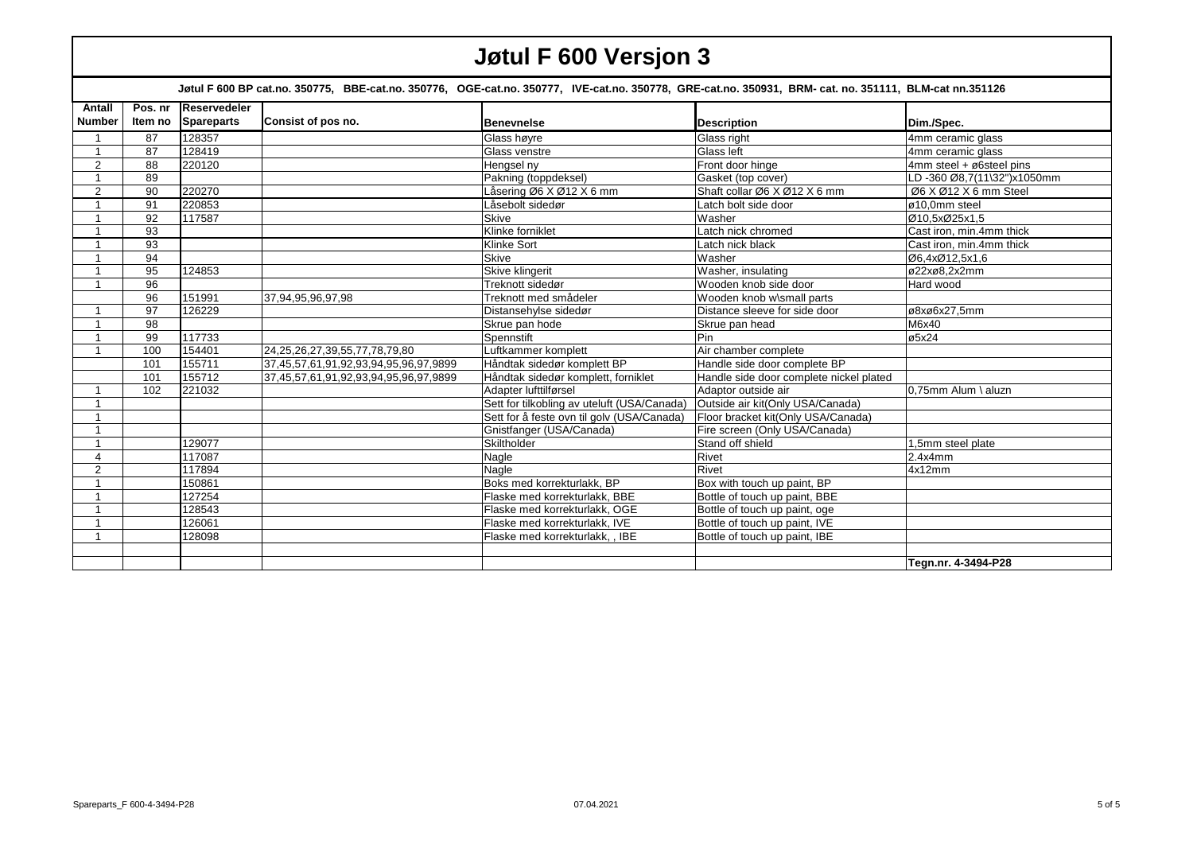# Jøtul F 600 Versjon 3

**Jøtul F 600 BP cat.no. 350775, BBE-cat.no. 350776, OGE-cat.no. 350777, IVE-cat.no. 350778, GRE-cat.no. 350931, BRM- cat. no. 351111, BLM-cat nn.351126**

| Antall Number | Pos. nr Item no | Reservedeler Spareparts | Consist of pos no. | Benevnelse | Description | Dim./Spec. |
|---|---|---|---|---|---|---|
| 1 | 87 | 128357 | | Glass høyre | Glass right | 4mm ceramic glass |
| 1 | 87 | 128419 | | Glass venstre | Glass left | 4mm ceramic glass |
| 2 | 88 | 220120 | | Hengsel ny | Front door hinge | 4mm steel + ø6steel pins |
| 1 | 89 | | | Pakning (toppdeksel) | Gasket (top cover) | LD -360 Ø8,7(11\32")x1050mm |
| 2 | 90 | 220270 | | Låsering Ø6 X Ø12 X 6 mm | Shaft collar Ø6 X Ø12 X 6 mm | Ø6 X Ø12 X 6 mm Steel |
| 1 | 91 | 220853 | | Låsebolt sidedør | Latch bolt side door | ø10,0mm steel |
| 1 | 92 | 117587 | | Skive | Washer | Ø10,5xØ25x1,5 |
| 1 | 93 | | | Klinke forniklet | Latch nick chromed | Cast iron, min.4mm thick |
| 1 | 93 | | | Klinke Sort | Latch nick black | Cast iron, min.4mm thick |
| 1 | 94 | | | Skive | Washer | Ø6,4xØ12,5x1,6 |
| 1 | 95 | 124853 | | Skive klingerit | Washer, insulating | ø22xø8,2x2mm |
| 1 | 96 | | | Treknott sidedør | Wooden knob side door | Hard wood |
| | 96 | 151991 | 37,94,95,96,97,98 | Treknott med smådeler | Wooden knob w\small parts | |
| 1 | 97 | 126229 | | Distansehylse sidedør | Distance sleeve for side door | ø8xø6x27,5mm |
| 1 | 98 | | | Skrue pan hode | Skrue pan head | M6x40 |
| 1 | 99 | 117733 | | Spennstift | Pin | ø5x24 |
| 1 | 100 | 154401 | 24,25,26,27,39,55,77,78,79,80 | Luftkammer komplett | Air chamber complete | |
| | 101 | 155711 | 37,45,57,61,91,92,93,94,95,96,97,9899 | Håndtak sidedør komplett BP | Handle side door complete BP | |
| | 101 | 155712 | 37,45,57,61,91,92,93,94,95,96,97,9899 | Håndtak sidedør komplett, forniklet | Handle side door complete nickel plated | |
| 1 | 102 | 221032 | | Adapter lufttilførsel | Adaptor outside air | 0,75mm Alum \ aluzn |
| 1 | | | | Sett for tilkobling av uteluft (USA/Canada) | Outside air kit(Only USA/Canada) | |
| 1 | | | | Sett for å feste ovn til golv (USA/Canada) | Floor bracket kit(Only USA/Canada) | |
| 1 | | | | Gnistfanger (USA/Canada) | Fire screen (Only USA/Canada) | |
| 1 | | 129077 | | Skiltholder | Stand off shield | 1,5mm steel plate |
| 4 | | 117087 | | Nagle | Rivet | 2.4x4mm |
| 2 | | 117894 | | Nagle | Rivet | 4x12mm |
| 1 | | 150861 | | Boks med korrekturlakk, BP | Box with touch up paint, BP | |
| 1 | | 127254 | | Flaske med korrekturlakk, BBE | Bottle of touch up paint, BBE | |
| 1 | | 128543 | | Flaske med korrekturlakk, OGE | Bottle of touch up paint, oge | |
| 1 | | 126061 | | Flaske med korrekturlakk, IVE | Bottle of touch up paint, IVE | |
| 1 | | 128098 | | Flaske med korrekturlakk, , IBE | Bottle of touch up paint, IBE | |
| | | | | | | |
| | | | | | | **Tegn.nr. 4-3494-P28** |

Spareparts_F 600-4-3494-P28 07.04.2021